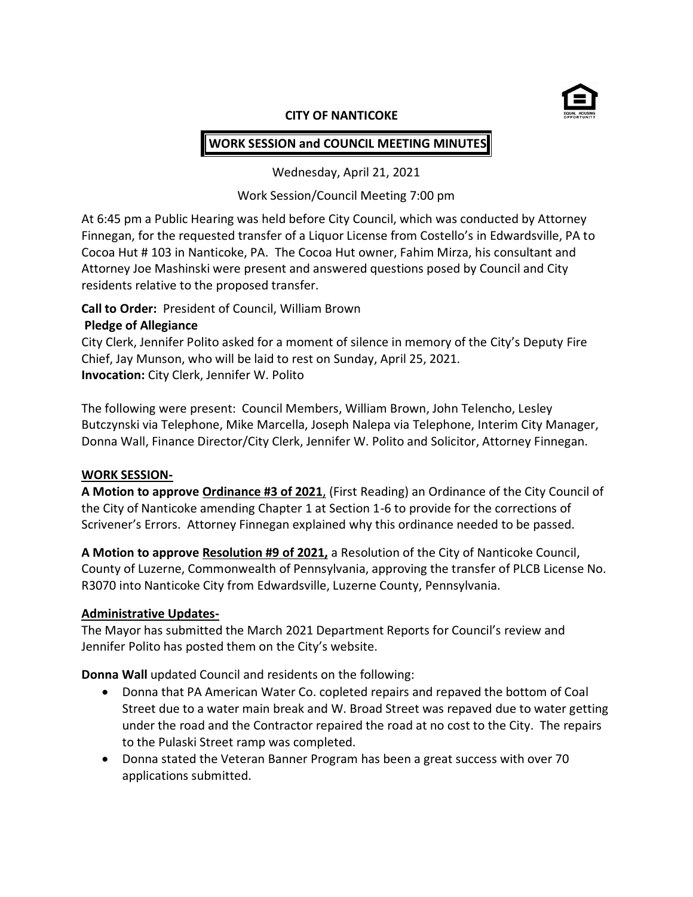**CITY OF NANTICOKE**

**WORK SESSION and COUNCIL MEETING MINUTES**

Wednesday, April 21, 2021

Work Session/Council Meeting 7:00 pm

At 6:45 pm a Public Hearing was held before City Council, which was conducted by Attorney Finnegan, for the requested transfer of a Liquor License from Costello's in Edwardsville, PA to Cocoa Hut # 103 in Nanticoke, PA. The Cocoa Hut owner, Fahim Mirza, his consultant and Attorney Joe Mashinski were present and answered questions posed by Council and City residents relative to the proposed transfer.

**Call to Order:** President of Council, William Brown

**Pledge of Allegiance**

City Clerk, Jennifer Polito asked for a moment of silence in memory of the City's Deputy Fire Chief, Jay Munson, who will be laid to rest on Sunday, April 25, 2021.

**Invocation:** City Clerk, Jennifer W. Polito

The following were present: Council Members, William Brown, John Telencho, Lesley Butczynski via Telephone, Mike Marcella, Joseph Nalepa via Telephone, Interim City Manager, Donna Wall, Finance Director/City Clerk, Jennifer W. Polito and Solicitor, Attorney Finnegan.

**WORK SESSION-**

**A Motion to approve Ordinance #3 of 2021**, (First Reading) an Ordinance of the City Council of the City of Nanticoke amending Chapter 1 at Section 1-6 to provide for the corrections of Scrivener's Errors. Attorney Finnegan explained why this ordinance needed to be passed.

**A Motion to approve Resolution #9 of 2021,** a Resolution of the City of Nanticoke Council, County of Luzerne, Commonwealth of Pennsylvania, approving the transfer of PLCB License No. R3070 into Nanticoke City from Edwardsville, Luzerne County, Pennsylvania.

**Administrative Updates-**

The Mayor has submitted the March 2021 Department Reports for Council's review and Jennifer Polito has posted them on the City's website.

**Donna Wall** updated Council and residents on the following:

- Donna that PA American Water Co. copleted repairs and repaved the bottom of Coal Street due to a water main break and W. Broad Street was repaved due to water getting under the road and the Contractor repaired the road at no cost to the City. The repairs to the Pulaski Street ramp was completed.
- Donna stated the Veteran Banner Program has been a great success with over 70 applications submitted.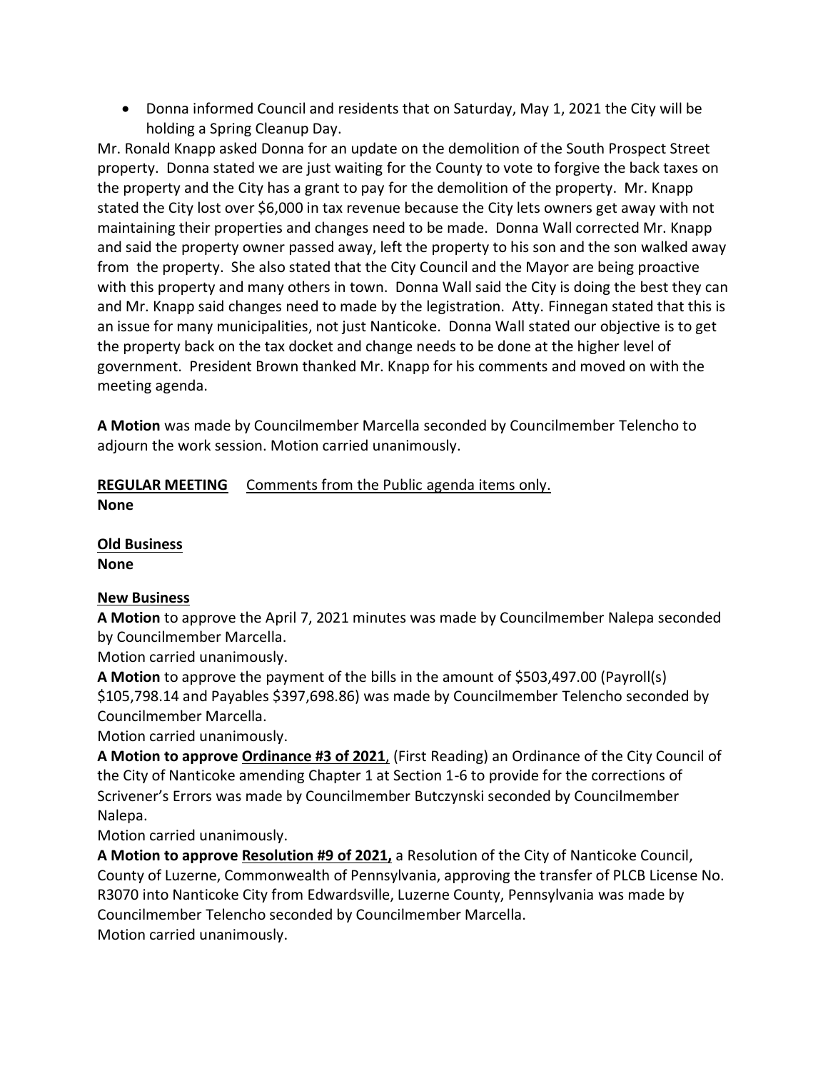- Donna informed Council and residents that on Saturday, May 1, 2021 the City will be holding a Spring Cleanup Day.

Mr. Ronald Knapp asked Donna for an update on the demolition of the South Prospect Street property. Donna stated we are just waiting for the County to vote to forgive the back taxes on the property and the City has a grant to pay for the demolition of the property. Mr. Knapp stated the City lost over $6,000 in tax revenue because the City lets owners get away with not maintaining their properties and changes need to be made. Donna Wall corrected Mr. Knapp and said the property owner passed away, left the property to his son and the son walked away from the property. She also stated that the City Council and the Mayor are being proactive with this property and many others in town. Donna Wall said the City is doing the best they can and Mr. Knapp said changes need to made by the legistration. Atty. Finnegan stated that this is an issue for many municipalities, not just Nanticoke. Donna Wall stated our objective is to get the property back on the tax docket and change needs to be done at the higher level of government. President Brown thanked Mr. Knapp for his comments and moved on with the meeting agenda.

**A Motion** was made by Councilmember Marcella seconded by Councilmember Telencho to adjourn the work session. Motion carried unanimously.

**REGULAR MEETING** Comments from the Public agenda items only.
**None**

**Old Business**
**None**

**New Business**

**A Motion** to approve the April 7, 2021 minutes was made by Councilmember Nalepa seconded by Councilmember Marcella.
Motion carried unanimously.

**A Motion** to approve the payment of the bills in the amount of $503,497.00 (Payroll(s) $105,798.14 and Payables $397,698.86) was made by Councilmember Telencho seconded by Councilmember Marcella.
Motion carried unanimously.

**A Motion to approve Ordinance #3 of 2021**, (First Reading) an Ordinance of the City Council of the City of Nanticoke amending Chapter 1 at Section 1-6 to provide for the corrections of Scrivener's Errors was made by Councilmember Butczynski seconded by Councilmember Nalepa.
Motion carried unanimously.

**A Motion to approve Resolution #9 of 2021,** a Resolution of the City of Nanticoke Council, County of Luzerne, Commonwealth of Pennsylvania, approving the transfer of PLCB License No. R3070 into Nanticoke City from Edwardsville, Luzerne County, Pennsylvania was made by Councilmember Telencho seconded by Councilmember Marcella.
Motion carried unanimously.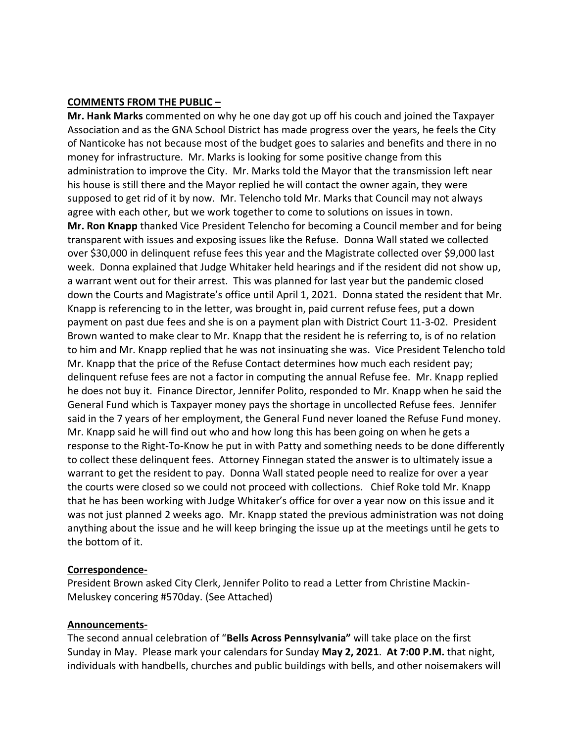**COMMENTS FROM THE PUBLIC –**

**Mr. Hank Marks** commented on why he one day got up off his couch and joined the Taxpayer Association and as the GNA School District has made progress over the years, he feels the City of Nanticoke has not because most of the budget goes to salaries and benefits and there in no money for infrastructure. Mr. Marks is looking for some positive change from this administration to improve the City. Mr. Marks told the Mayor that the transmission left near his house is still there and the Mayor replied he will contact the owner again, they were supposed to get rid of it by now. Mr. Telencho told Mr. Marks that Council may not always agree with each other, but we work together to come to solutions on issues in town.

**Mr. Ron Knapp** thanked Vice President Telencho for becoming a Council member and for being transparent with issues and exposing issues like the Refuse. Donna Wall stated we collected over $30,000 in delinquent refuse fees this year and the Magistrate collected over $9,000 last week. Donna explained that Judge Whitaker held hearings and if the resident did not show up, a warrant went out for their arrest. This was planned for last year but the pandemic closed down the Courts and Magistrate's office until April 1, 2021. Donna stated the resident that Mr. Knapp is referencing to in the letter, was brought in, paid current refuse fees, put a down payment on past due fees and she is on a payment plan with District Court 11-3-02. President Brown wanted to make clear to Mr. Knapp that the resident he is referring to, is of no relation to him and Mr. Knapp replied that he was not insinuating she was. Vice President Telencho told Mr. Knapp that the price of the Refuse Contact determines how much each resident pay; delinquent refuse fees are not a factor in computing the annual Refuse fee. Mr. Knapp replied he does not buy it. Finance Director, Jennifer Polito, responded to Mr. Knapp when he said the General Fund which is Taxpayer money pays the shortage in uncollected Refuse fees. Jennifer said in the 7 years of her employment, the General Fund never loaned the Refuse Fund money. Mr. Knapp said he will find out who and how long this has been going on when he gets a response to the Right-To-Know he put in with Patty and something needs to be done differently to collect these delinquent fees. Attorney Finnegan stated the answer is to ultimately issue a warrant to get the resident to pay. Donna Wall stated people need to realize for over a year the courts were closed so we could not proceed with collections. Chief Roke told Mr. Knapp that he has been working with Judge Whitaker's office for over a year now on this issue and it was not just planned 2 weeks ago. Mr. Knapp stated the previous administration was not doing anything about the issue and he will keep bringing the issue up at the meetings until he gets to the bottom of it.

**Correspondence-**

President Brown asked City Clerk, Jennifer Polito to read a Letter from Christine Mackin-Meluskey concering #570day. (See Attached)

**Announcements-**

The second annual celebration of "**Bells Across Pennsylvania**" will take place on the first Sunday in May. Please mark your calendars for Sunday **May 2, 2021**. **At 7:00 P.M.** that night, individuals with handbells, churches and public buildings with bells, and other noisemakers will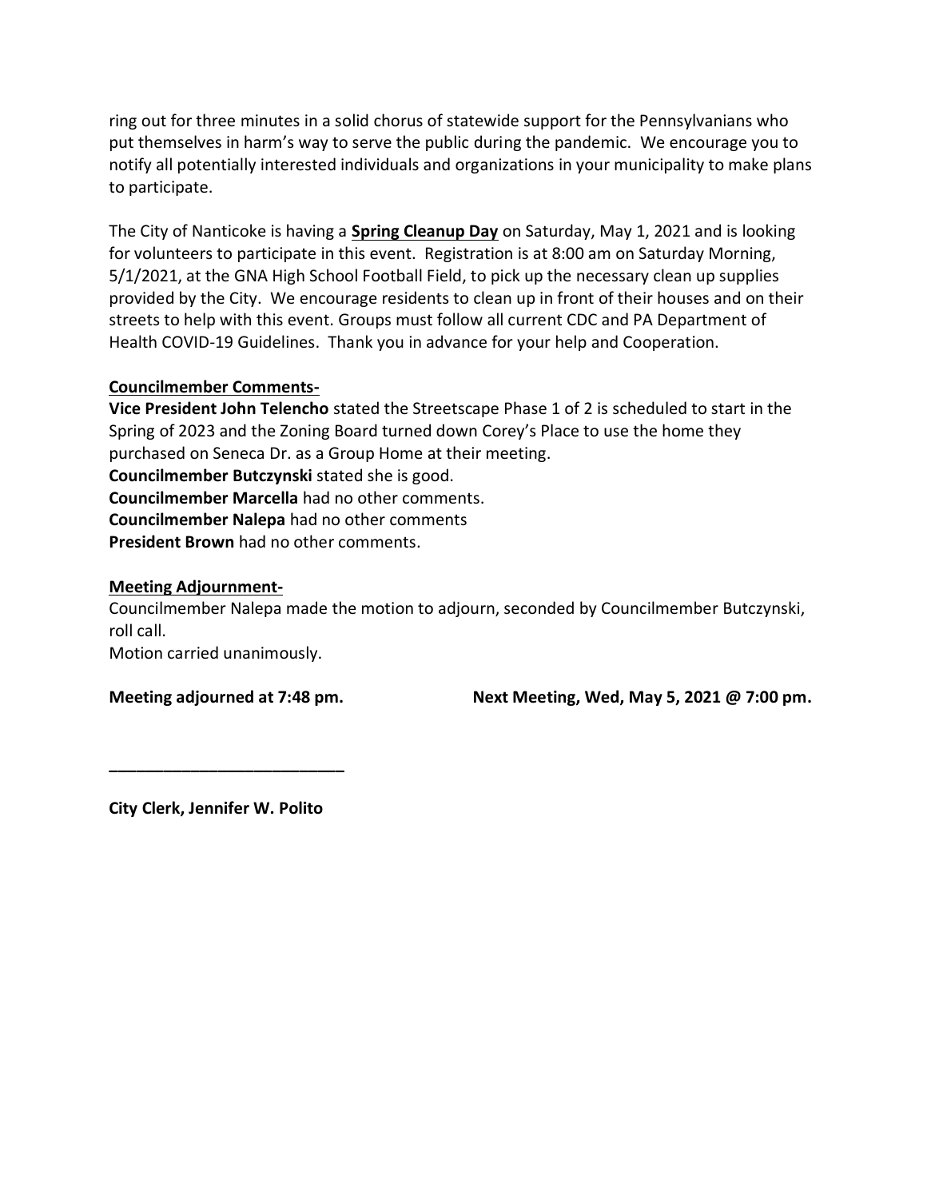ring out for three minutes in a solid chorus of statewide support for the Pennsylvanians who put themselves in harm's way to serve the public during the pandemic. We encourage you to notify all potentially interested individuals and organizations in your municipality to make plans to participate.

The City of Nanticoke is having a **Spring Cleanup Day** on Saturday, May 1, 2021 and is looking for volunteers to participate in this event. Registration is at 8:00 am on Saturday Morning, 5/1/2021, at the GNA High School Football Field, to pick up the necessary clean up supplies provided by the City. We encourage residents to clean up in front of their houses and on their streets to help with this event. Groups must follow all current CDC and PA Department of Health COVID-19 Guidelines. Thank you in advance for your help and Cooperation.

**Councilmember Comments-**

**Vice President John Telencho** stated the Streetscape Phase 1 of 2 is scheduled to start in the Spring of 2023 and the Zoning Board turned down Corey's Place to use the home they purchased on Seneca Dr. as a Group Home at their meeting.
**Councilmember Butczynski** stated she is good.
**Councilmember Marcella** had no other comments.
**Councilmember Nalepa** had no other comments
**President Brown** had no other comments.

**Meeting Adjournment-**

Councilmember Nalepa made the motion to adjourn, seconded by Councilmember Butczynski, roll call.
Motion carried unanimously.

**Meeting adjourned at 7:48 pm.** **Next Meeting, Wed, May 5, 2021 @ 7:00 pm.**

\_\_\_\_\_\_\_\_\_\_\_\_\_\_\_\_\_\_\_\_\_\_\_\_\_\_

**City Clerk, Jennifer W. Polito**